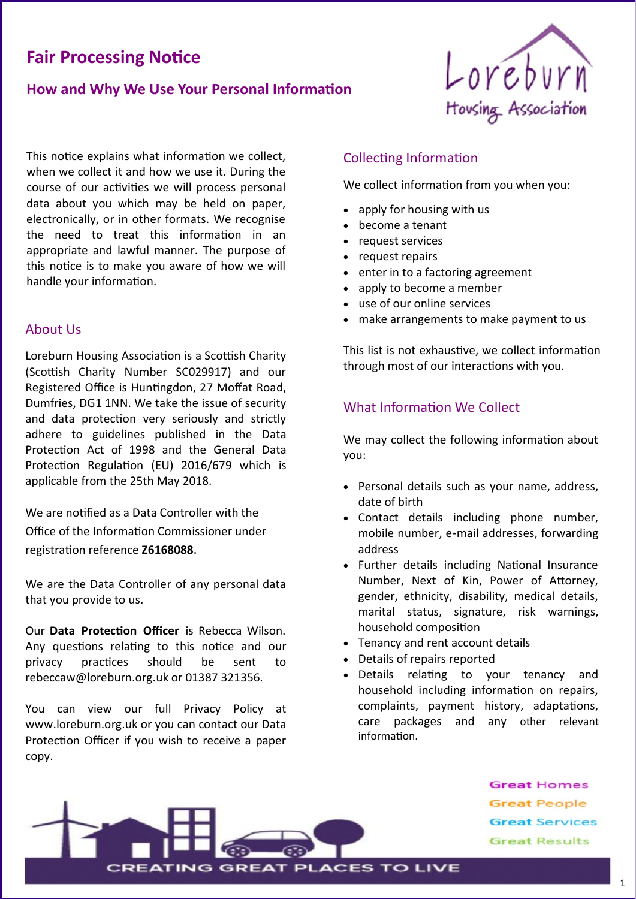# Fair Processing Notice

## How and Why We Use Your Personal Information

This notice explains what information we collect, when we collect it and how we use it. During the course of our activities we will process personal data about you which may be held on paper, electronically, or in other formats. We recognise the need to treat this information in an appropriate and lawful manner. The purpose of this notice is to make you aware of how we will handle your information.

### About Us

Loreburn Housing Association is a Scottish Charity (Scottish Charity Number SC029917) and our Registered Office is Huntingdon, 27 Moffat Road, Dumfries, DG1 1NN. We take the issue of security and data protection very seriously and strictly adhere to guidelines published in the Data Protection Act of 1998 and the General Data Protection Regulation (EU) 2016/679 which is applicable from the 25th May 2018.

We are notified as a Data Controller with the Office of the Information Commissioner under registration reference **Z6168088**.

We are the Data Controller of any personal data that you provide to us.

Our **Data Protection Officer** is Rebecca Wilson. Any questions relating to this notice and our privacy practices should be sent to rebeccaw@loreburn.org.uk or 01387 321356.

You can view our full Privacy Policy at www.loreburn.org.uk or you can contact our Data Protection Officer if you wish to receive a paper copy.

### Collecting Information

We collect information from you when you:

- apply for housing with us
- become a tenant
- request services
- request repairs
- enter in to a factoring agreement
- apply to become a member
- use of our online services
- make arrangements to make payment to us

This list is not exhaustive, we collect information through most of our interactions with you.

### What Information We Collect

We may collect the following information about you:

- Personal details such as your name, address, date of birth
- Contact details including phone number, mobile number, e-mail addresses, forwarding address
- Further details including National Insurance Number, Next of Kin, Power of Attorney, gender, ethnicity, disability, medical details, marital status, signature, risk warnings, household composition
- Tenancy and rent account details
- Details of repairs reported
- Details relating to your tenancy and household including information on repairs, complaints, payment history, adaptations, care packages and any other relevant information.

Great Homes
Great People
Great Services
Great Results

CREATING GREAT PLACES TO LIVE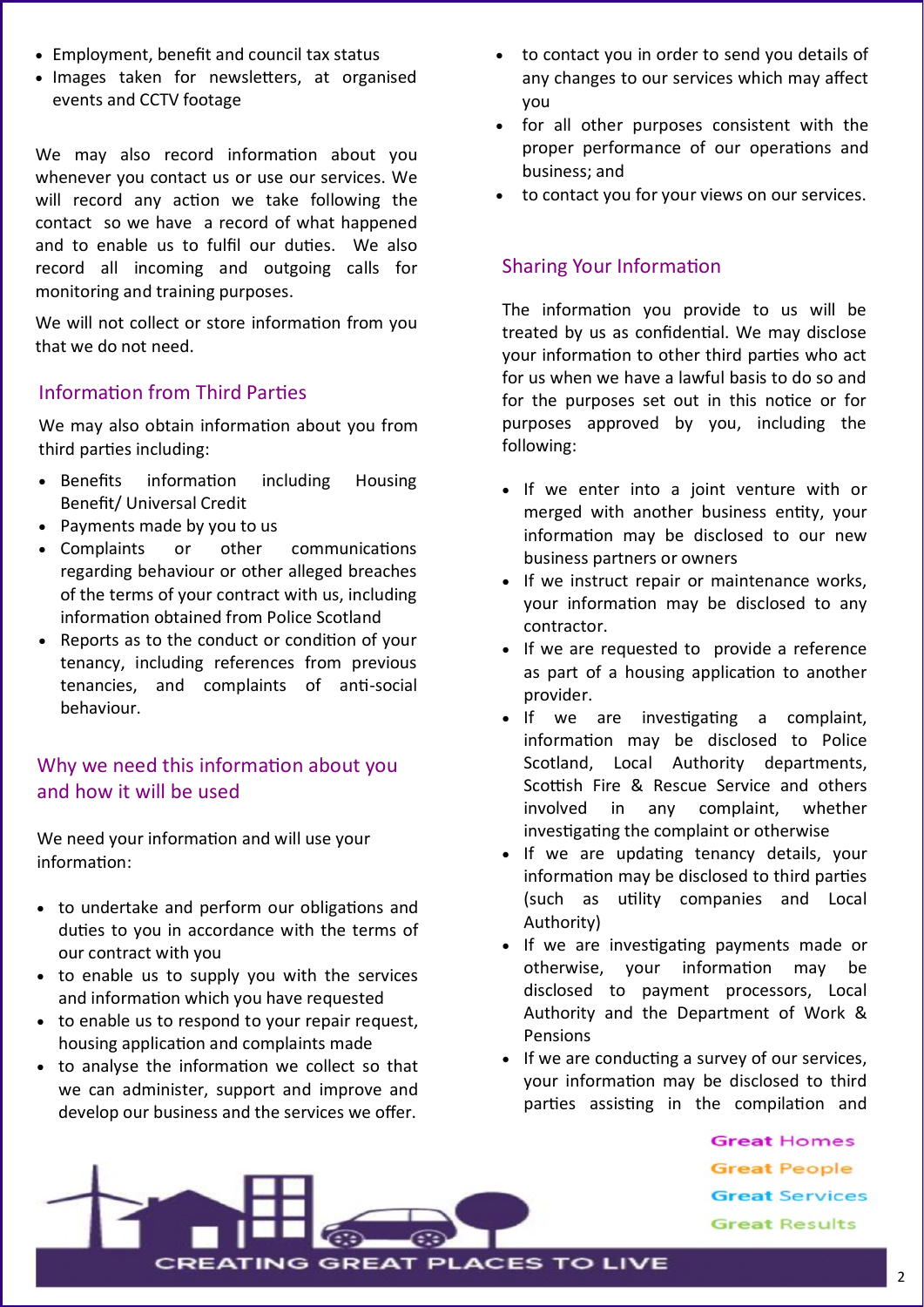- Employment, benefit and council tax status
- Images taken for newsletters, at organised events and CCTV footage

We may also record information about you whenever you contact us or use our services. We will record any action we take following the contact so we have a record of what happened and to enable us to fulfil our duties. We also record all incoming and outgoing calls for monitoring and training purposes.

We will not collect or store information from you that we do not need.

## Information from Third Parties

We may also obtain information about you from third parties including:

- Benefits information including Housing Benefit/ Universal Credit
- Payments made by you to us
- Complaints or other communications regarding behaviour or other alleged breaches of the terms of your contract with us, including information obtained from Police Scotland
- Reports as to the conduct or condition of your tenancy, including references from previous tenancies, and complaints of anti-social behaviour.

## Why we need this information about you and how it will be used

We need your information and will use your information:

- to undertake and perform our obligations and duties to you in accordance with the terms of our contract with you
- to enable us to supply you with the services and information which you have requested
- to enable us to respond to your repair request, housing application and complaints made
- to analyse the information we collect so that we can administer, support and improve and develop our business and the services we offer.
- to contact you in order to send you details of any changes to our services which may affect you
- for all other purposes consistent with the proper performance of our operations and business; and
- to contact you for your views on our services.

## Sharing Your Information

The information you provide to us will be treated by us as confidential. We may disclose your information to other third parties who act for us when we have a lawful basis to do so and for the purposes set out in this notice or for purposes approved by you, including the following:

- If we enter into a joint venture with or merged with another business entity, your information may be disclosed to our new business partners or owners
- If we instruct repair or maintenance works, your information may be disclosed to any contractor.
- If we are requested to provide a reference as part of a housing application to another provider.
- If we are investigating a complaint, information may be disclosed to Police Scotland, Local Authority departments, Scottish Fire & Rescue Service and others involved in any complaint, whether investigating the complaint or otherwise
- If we are updating tenancy details, your information may be disclosed to third parties (such as utility companies and Local Authority)
- If we are investigating payments made or otherwise, your information may be disclosed to payment processors, Local Authority and the Department of Work & Pensions
- If we are conducting a survey of our services, your information may be disclosed to third parties assisting in the compilation and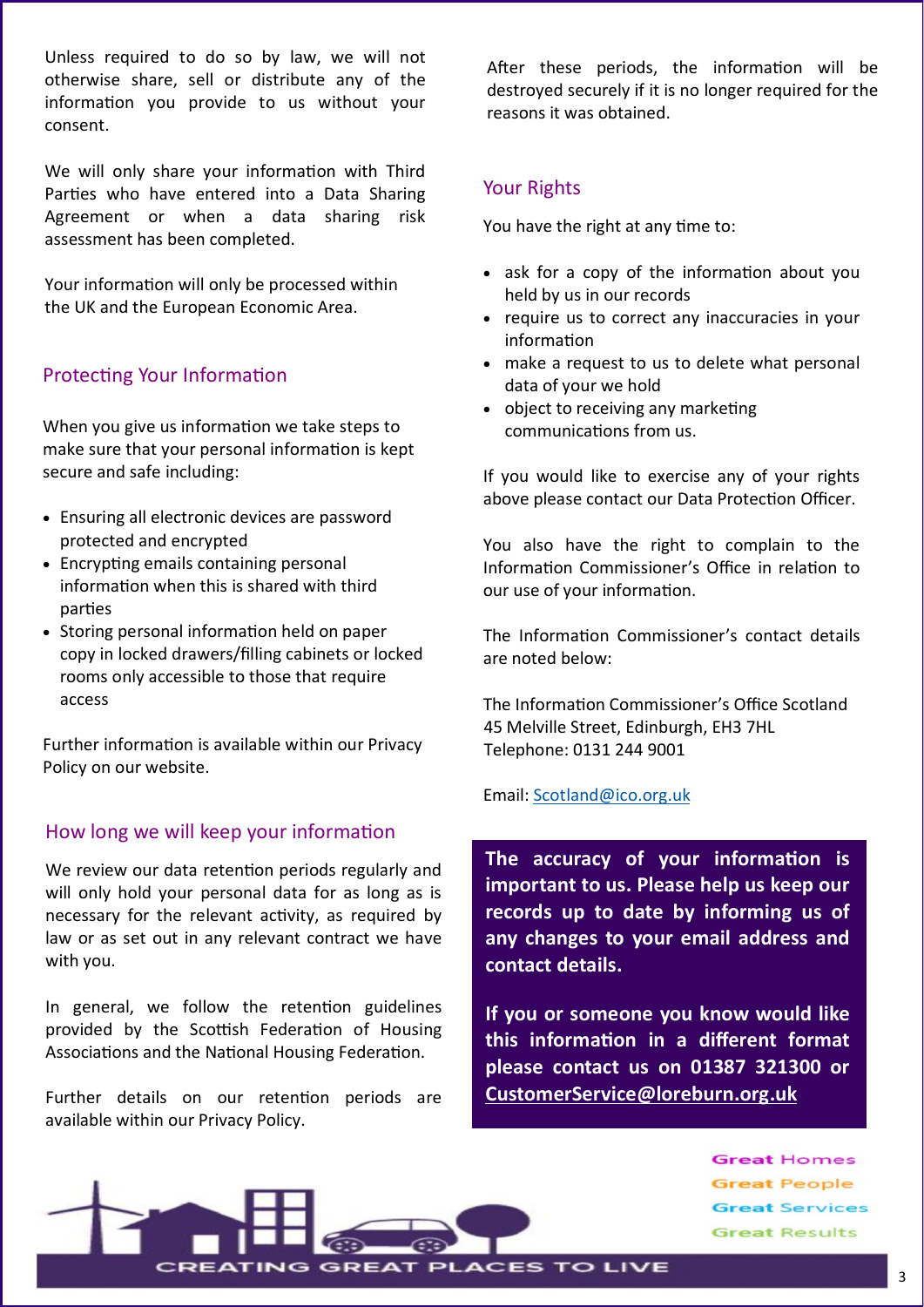Unless required to do so by law, we will not otherwise share, sell or distribute any of the information you provide to us without your consent.

We will only share your information with Third Parties who have entered into a Data Sharing Agreement or when a data sharing risk assessment has been completed.

Your information will only be processed within the UK and the European Economic Area.

## Protecting Your Information

When you give us information we take steps to make sure that your personal information is kept secure and safe including:

- Ensuring all electronic devices are password protected and encrypted
- Encrypting emails containing personal information when this is shared with third parties
- Storing personal information held on paper copy in locked drawers/filling cabinets or locked rooms only accessible to those that require access

Further information is available within our Privacy Policy on our website.

## How long we will keep your information

We review our data retention periods regularly and will only hold your personal data for as long as is necessary for the relevant activity, as required by law or as set out in any relevant contract we have with you.

In general, we follow the retention guidelines provided by the Scottish Federation of Housing Associations and the National Housing Federation.

Further details on our retention periods are available within our Privacy Policy.

After these periods, the information will be destroyed securely if it is no longer required for the reasons it was obtained.

## Your Rights

You have the right at any time to:

- ask for a copy of the information about you held by us in our records
- require us to correct any inaccuracies in your information
- make a request to us to delete what personal data of your we hold
- object to receiving any marketing communications from us.

If you would like to exercise any of your rights above please contact our Data Protection Officer.

You also have the right to complain to the Information Commissioner's Office in relation to our use of your information.

The Information Commissioner's contact details are noted below:

The Information Commissioner's Office Scotland
45 Melville Street, Edinburgh, EH3 7HL
Telephone: 0131 244 9001

Email: Scotland@ico.org.uk

**The accuracy of your information is important to us. Please help us keep our records up to date by informing us of any changes to your email address and contact details.**

**If you or someone you know would like this information in a different format please contact us on 01387 321300 or CustomerService@loreburn.org.uk**

Great Homes
Great People
Great Services
Great Results

CREATING GREAT PLACES TO LIVE